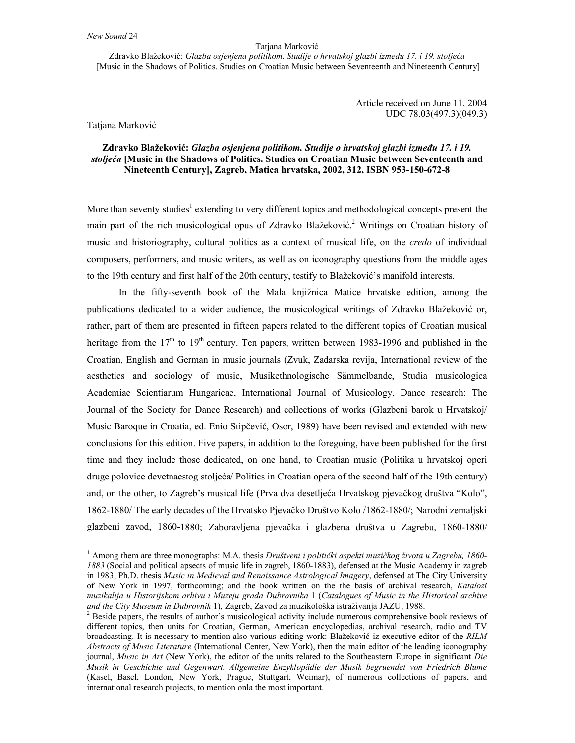Article received on June 11, 2004
UDC 78.03(497.3)(049.3)

Tatjana Marković

**Zdravko Blažeković: *Glazba osjenjena politikom. Studije o hrvatskoj glazbi između 17. i 19. stoljeća* [Music in the Shadows of Politics. Studies on Croatian Music between Seventeenth and Nineteenth Century], Zagreb, Matica hrvatska, 2002, 312, ISBN 953-150-672-8**

More than seventy studies[1] extending to very different topics and methodological concepts present the main part of the rich musicological opus of Zdravko Blažeković.[2] Writings on Croatian history of music and historiography, cultural politics as a context of musical life, on the *credo* of individual composers, performers, and music writers, as well as on iconography questions from the middle ages to the 19th century and first half of the 20th century, testify to Blažeković's manifold interests.

In the fifty-seventh book of the Mala knjižnica Matice hrvatske edition, among the publications dedicated to a wider audience, the musicological writings of Zdravko Blažeković or, rather, part of them are presented in fifteen papers related to the different topics of Croatian musical heritage from the 17th to 19th century. Ten papers, written between 1983-1996 and published in the Croatian, English and German in music journals (Zvuk, Zadarska revija, International review of the aesthetics and sociology of music, Musikethnologische Sämmelbande, Studia musicologica Academiae Scientiarum Hungaricae, International Journal of Musicology, Dance research: The Journal of the Society for Dance Research) and collections of works (Glazbeni barok u Hrvatskoj/ Music Baroque in Croatia, ed. Enio Stipčević, Osor, 1989) have been revised and extended with new conclusions for this edition. Five papers, in addition to the foregoing, have been published for the first time and they include those dedicated, on one hand, to Croatian music (Politika u hrvatskoj operi druge polovice devetnaestog stoljeća/ Politics in Croatian opera of the second half of the 19th century) and, on the other, to Zagreb's musical life (Prva dva desetljeća Hrvatskog pjevačkog društva "Kolo", 1862-1880/ The early decades of the Hrvatsko Pjevačko Društvo Kolo /1862-1880/; Narodni zemaljski glazbeni zavod, 1860-1880; Zaboravljena pjevačka i glazbena društva u Zagrebu, 1860-1880/

---

[1] Among them are three monographs: M.A. thesis *Društveni i politički aspekti muzičkog života u Zagrebu, 1860-1883* (Social and political apsects of music life in zagreb, 1860-1883), defensed at the Music Academy in zagreb in 1983; Ph.D. thesis *Music in Medieval and Renaissance Astrological Imagery*, defensed at The City University of New York in 1997, forthcoming; and the book written on the the basis of archival research, *Katalozi muzikalija u Historijskom arhivu i Muzeju grada Dubrovnika* 1 (*Catalogues of Music in the Historical archive and the City Museum in Dubrovnik* 1), Zagreb, Zavod za muzikološka istraživanja JAZU, 1988.

[2] Beside papers, the results of author's musicological activity include numerous comprehensive book reviews of different topics, then units for Croatian, German, American encyclopedias, archival research, radio and TV broadcasting. It is necessary to mention also various editing work: Blažeković iz executive editor of the *RILM Abstracts of Music Literature* (International Center, New York), then the main editor of the leading iconography journal, *Music in Art* (New York), the editor of the units related to the Southeastern Europe in significant *Die Musik in Geschichte und Gegenwart. Allgemeine Enzyklopädie der Musik begruendet von Friedrich Blume* (Kasel, Basel, London, New York, Prague, Stuttgart, Weimar), of numerous collections of papers, and international research projects, to mention onla the most important.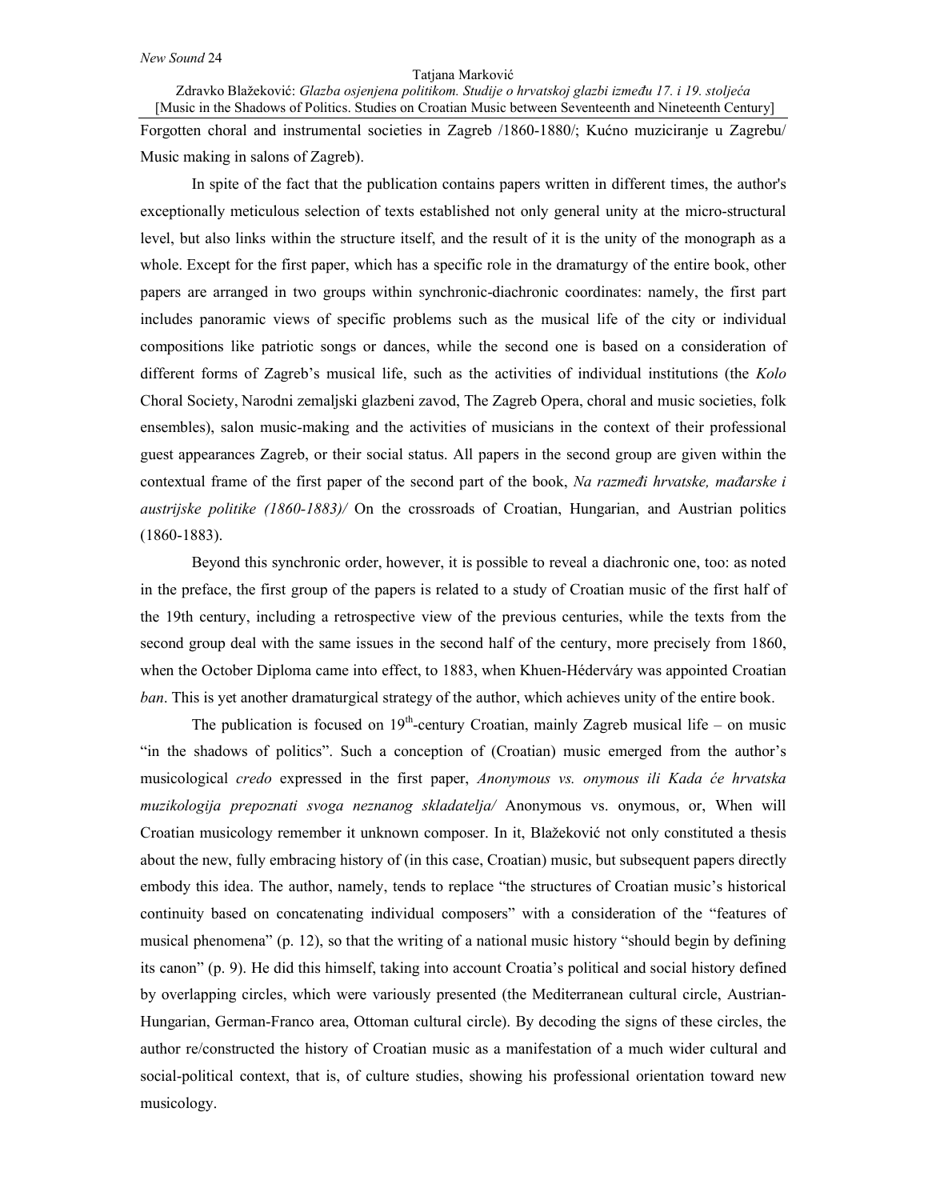Forgotten choral and instrumental societies in Zagreb /1860-1880/; Kućno muziciranje u Zagrebu/ Music making in salons of Zagreb).

In spite of the fact that the publication contains papers written in different times, the author's exceptionally meticulous selection of texts established not only general unity at the micro-structural level, but also links within the structure itself, and the result of it is the unity of the monograph as a whole. Except for the first paper, which has a specific role in the dramaturgy of the entire book, other papers are arranged in two groups within synchronic-diachronic coordinates: namely, the first part includes panoramic views of specific problems such as the musical life of the city or individual compositions like patriotic songs or dances, while the second one is based on a consideration of different forms of Zagreb's musical life, such as the activities of individual institutions (the *Kolo* Choral Society, Narodni zemaljski glazbeni zavod, The Zagreb Opera, choral and music societies, folk ensembles), salon music-making and the activities of musicians in the context of their professional guest appearances Zagreb, or their social status. All papers in the second group are given within the contextual frame of the first paper of the second part of the book, *Na razmeđi hrvatske, mađarske i austrijske politike (1860-1883)/* On the crossroads of Croatian, Hungarian, and Austrian politics (1860-1883).

Beyond this synchronic order, however, it is possible to reveal a diachronic one, too: as noted in the preface, the first group of the papers is related to a study of Croatian music of the first half of the 19th century, including a retrospective view of the previous centuries, while the texts from the second group deal with the same issues in the second half of the century, more precisely from 1860, when the October Diploma came into effect, to 1883, when Khuen-Héderváry was appointed Croatian *ban*. This is yet another dramaturgical strategy of the author, which achieves unity of the entire book.

The publication is focused on 19th-century Croatian, mainly Zagreb musical life – on music "in the shadows of politics". Such a conception of (Croatian) music emerged from the author's musicological *credo* expressed in the first paper, *Anonymous vs. onymous ili Kada će hrvatska muzikologija prepoznati svoga neznanog skladatelja/* Anonymous vs. onymous, or, When will Croatian musicology remember it unknown composer. In it, Blažeković not only constituted a thesis about the new, fully embracing history of (in this case, Croatian) music, but subsequent papers directly embody this idea. The author, namely, tends to replace "the structures of Croatian music's historical continuity based on concatenating individual composers" with a consideration of the "features of musical phenomena" (p. 12), so that the writing of a national music history "should begin by defining its canon" (p. 9). He did this himself, taking into account Croatia's political and social history defined by overlapping circles, which were variously presented (the Mediterranean cultural circle, Austrian-Hungarian, German-Franco area, Ottoman cultural circle). By decoding the signs of these circles, the author re/constructed the history of Croatian music as a manifestation of a much wider cultural and social-political context, that is, of culture studies, showing his professional orientation toward new musicology.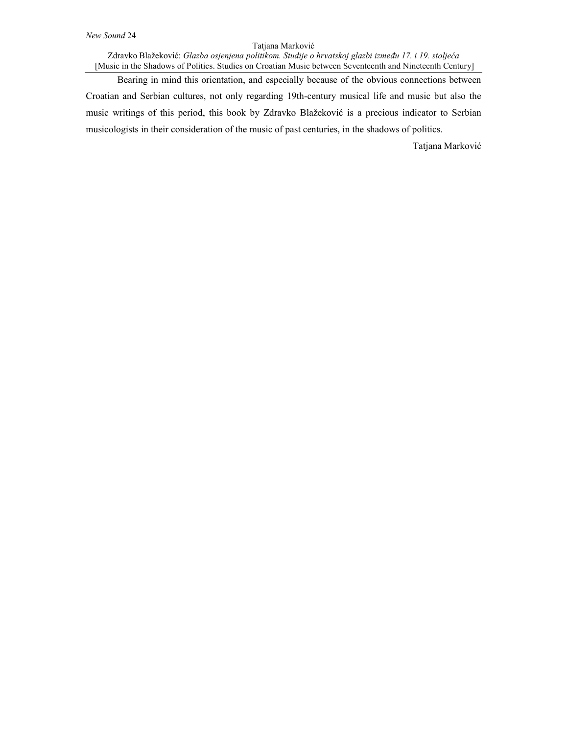Bearing in mind this orientation, and especially because of the obvious connections between Croatian and Serbian cultures, not only regarding 19th-century musical life and music but also the music writings of this period, this book by Zdravko Blažeković is a precious indicator to Serbian musicologists in their consideration of the music of past centuries, in the shadows of politics.

Tatjana Marković